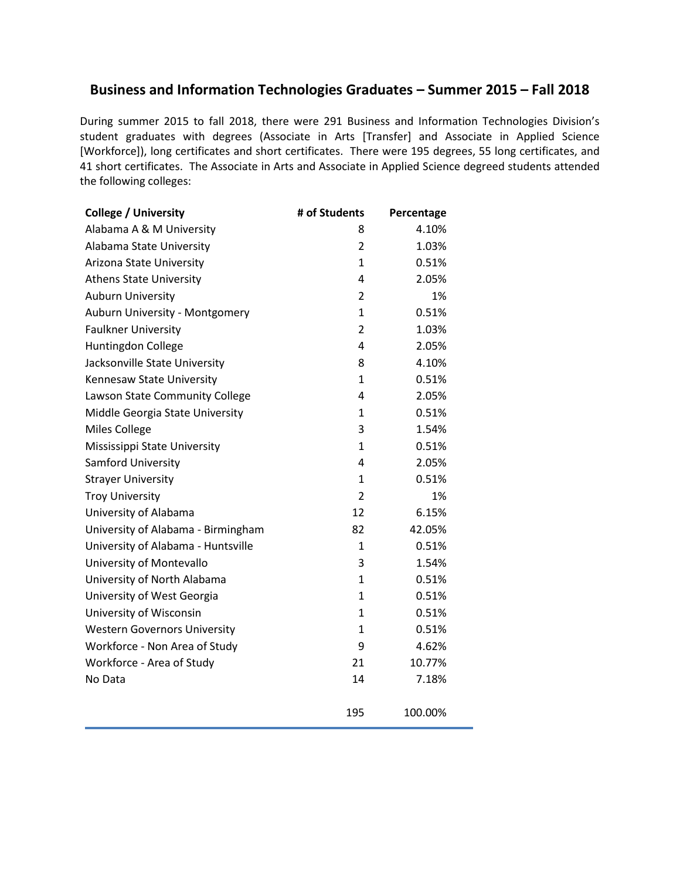## Business and Information Technologies Graduates – Summer 2015 – Fall 2018

During summer 2015 to fall 2018, there were 291 Business and Information Technologies Division's student graduates with degrees (Associate in Arts [Transfer] and Associate in Applied Science [Workforce]), long certificates and short certificates. There were 195 degrees, 55 long certificates, and 41 short certificates. The Associate in Arts and Associate in Applied Science degreed students attended the following colleges:

| College / University | # of Students | Percentage |
|---|---|---|
| Alabama A & M University | 8 | 4.10% |
| Alabama State University | 2 | 1.03% |
| Arizona State University | 1 | 0.51% |
| Athens State University | 4 | 2.05% |
| Auburn University | 2 | 1% |
| Auburn University - Montgomery | 1 | 0.51% |
| Faulkner University | 2 | 1.03% |
| Huntingdon College | 4 | 2.05% |
| Jacksonville State University | 8 | 4.10% |
| Kennesaw State University | 1 | 0.51% |
| Lawson State Community College | 4 | 2.05% |
| Middle Georgia State University | 1 | 0.51% |
| Miles College | 3 | 1.54% |
| Mississippi State University | 1 | 0.51% |
| Samford University | 4 | 2.05% |
| Strayer University | 1 | 0.51% |
| Troy University | 2 | 1% |
| University of Alabama | 12 | 6.15% |
| University of Alabama - Birmingham | 82 | 42.05% |
| University of Alabama - Huntsville | 1 | 0.51% |
| University of Montevallo | 3 | 1.54% |
| University of North Alabama | 1 | 0.51% |
| University of West Georgia | 1 | 0.51% |
| University of Wisconsin | 1 | 0.51% |
| Western Governors University | 1 | 0.51% |
| Workforce - Non Area of Study | 9 | 4.62% |
| Workforce - Area of Study | 21 | 10.77% |
| No Data | 14 | 7.18% |
| | 195 | 100.00% |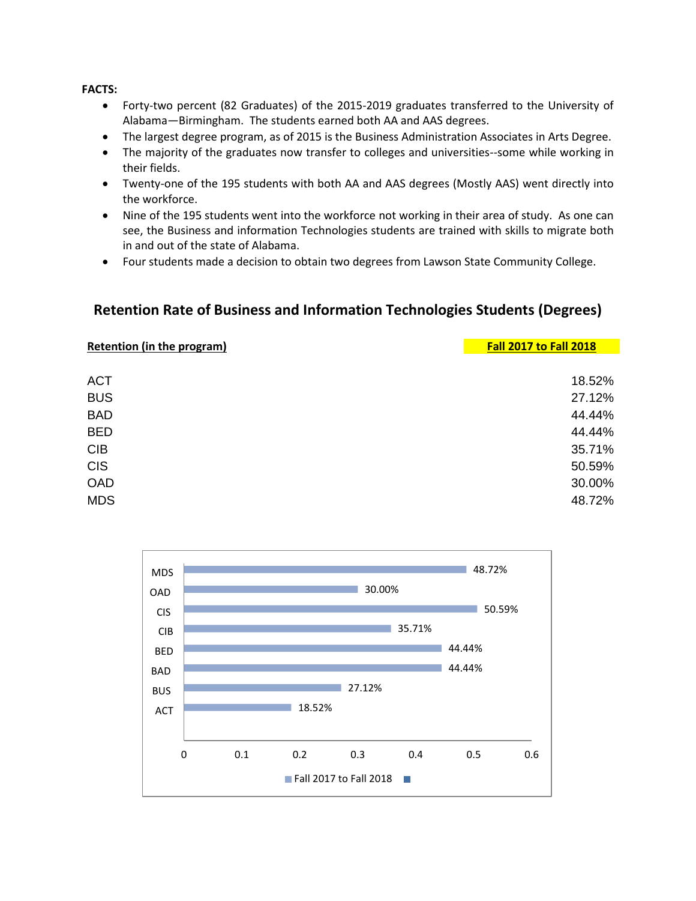**FACTS:**

- Forty-two percent (82 Graduates) of the 2015-2019 graduates transferred to the University of Alabama—Birmingham. The students earned both AA and AAS degrees.
- The largest degree program, as of 2015 is the Business Administration Associates in Arts Degree.
- The majority of the graduates now transfer to colleges and universities--some while working in their fields.
- Twenty-one of the 195 students with both AA and AAS degrees (Mostly AAS) went directly into the workforce.
- Nine of the 195 students went into the workforce not working in their area of study. As one can see, the Business and information Technologies students are trained with skills to migrate both in and out of the state of Alabama.
- Four students made a decision to obtain two degrees from Lawson State Community College.

## Retention Rate of Business and Information Technologies Students (Degrees)

| Retention (in the program) | Fall 2017 to Fall 2018 |
|---|---|
| ACT | 18.52% |
| BUS | 27.12% |
| BAD | 44.44% |
| BED | 44.44% |
| CIB | 35.71% |
| CIS | 50.59% |
| OAD | 30.00% |
| MDS | 48.72% |

MDS 48.72%
OAD 30.00%
CIS 50.59%
CIB 35.71%
BED 44.44%
BAD 44.44%
BUS 27.12%
ACT 18.52%

0 0.1 0.2 0.3 0.4 0.5 0.6

Fall 2017 to Fall 2018